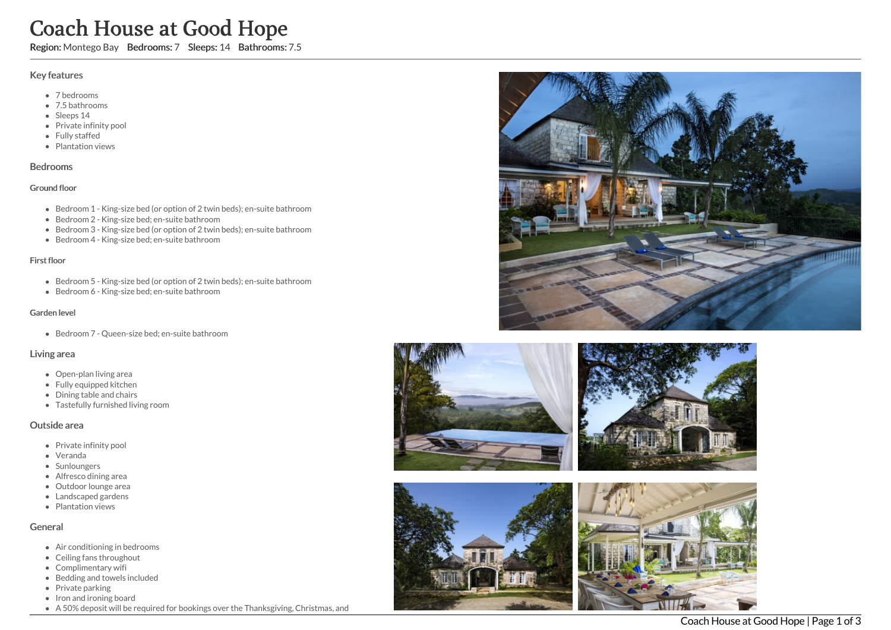# Coach House at Good Hope

**Region:** Montego Bay **Bedrooms:** 7 **Sleeps:** 14 **Bathrooms:** 7.5

## Key features

- 7 bedrooms
- 7.5 bathrooms
- Sleeps 14
- Private infinity pool
- Fully staffed
- Plantation views

## Bedrooms

### Ground floor

- Bedroom 1 - King-size bed (or option of 2 twin beds); en-suite bathroom
- Bedroom 2 - King-size bed; en-suite bathroom
- Bedroom 3 - King-size bed (or option of 2 twin beds); en-suite bathroom
- Bedroom 4 - King-size bed; en-suite bathroom

### First floor

- Bedroom 5 - King-size bed (or option of 2 twin beds); en-suite bathroom
- Bedroom 6 - King-size bed; en-suite bathroom

### Garden level

- Bedroom 7 - Queen-size bed; en-suite bathroom

## Living area

- Open-plan living area
- Fully equipped kitchen
- Dining table and chairs
- Tastefully furnished living room

## Outside area

- Private infinity pool
- Veranda
- Sunloungers
- Alfresco dining area
- Outdoor lounge area
- Landscaped gardens
- Plantation views

## General

- Air conditioning in bedrooms
- Ceiling fans throughout
- Complimentary wifi
- Bedding and towels included
- Private parking
- Iron and ironing board
- A 50% deposit will be required for bookings over the Thanksgiving, Christmas, and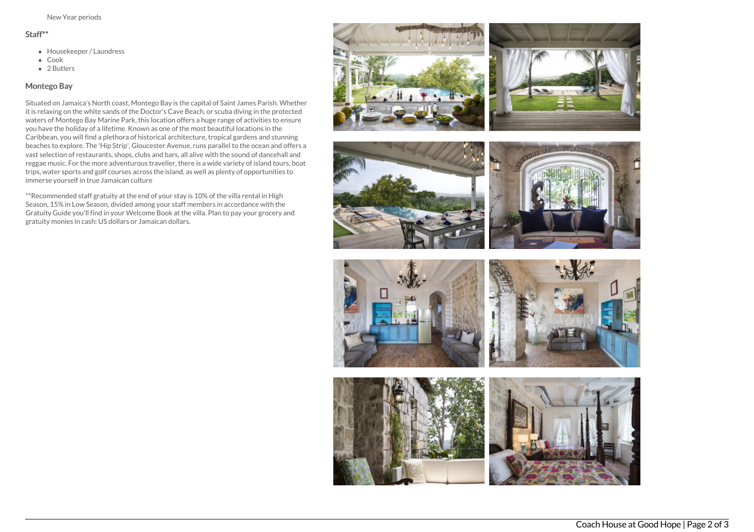New Year periods

### Staff**

- Housekeeper / Laundress
- Cook
- 2 Butlers

### Montego Bay

Situated on Jamaica's North coast, Montego Bay is the capital of Saint James Parish. Whether it is relaxing on the white sands of the Doctor's Cave Beach, or scuba diving in the protected waters of Montego Bay Marine Park, this location offers a huge range of activities to ensure you have the holiday of a lifetime. Known as one of the most beautiful locations in the Caribbean, you will find a plethora of historical architecture, tropical gardens and stunning beaches to explore. The 'Hip Strip', Gloucester Avenue, runs parallel to the ocean and offers a vast selection of restaurants, shops, clubs and bars, all alive with the sound of dancehall and reggae music. For the more adventurous traveller, there is a wide variety of island tours, boat trips, water sports and golf courses across the island, as well as plenty of opportunities to immerse yourself in true Jamaican culture

**Recommended staff gratuity at the end of your stay is 10% of the villa rental in High Season, 15% in Low Season, divided among your staff members in accordance with the Gratuity Guide you'll find in your Welcome Book at the villa. Plan to pay your grocery and gratuity monies in cash: US dollars or Jamaican dollars.